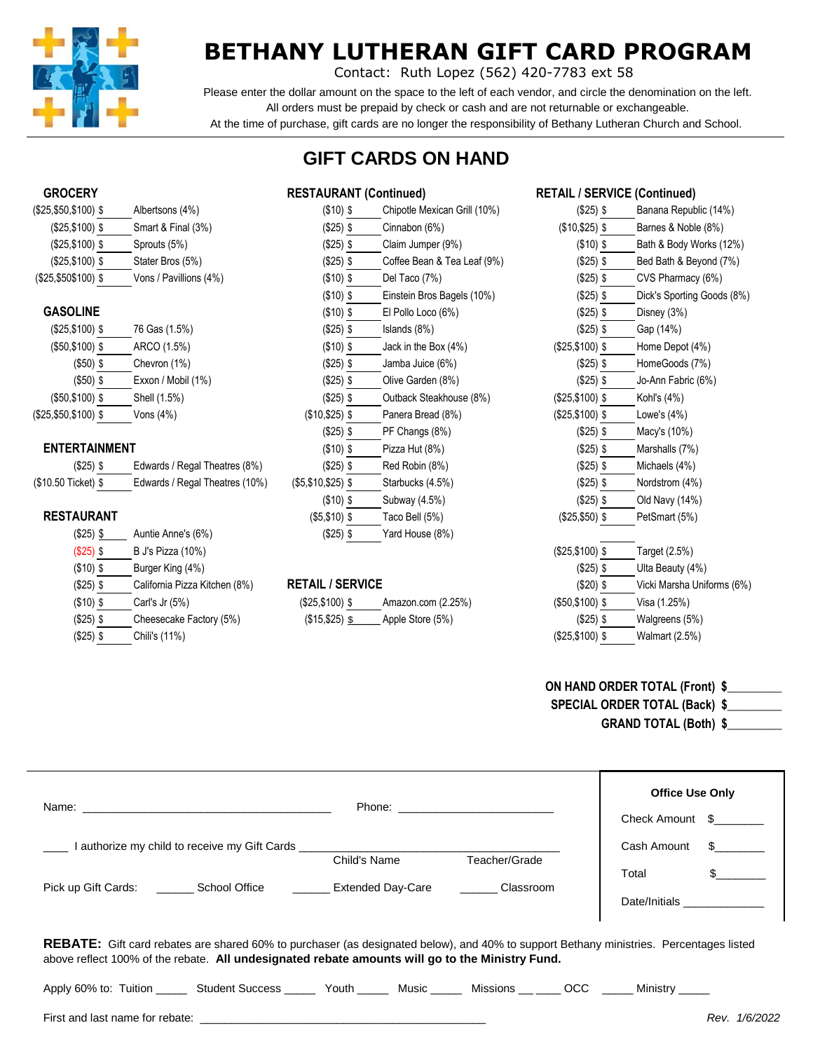# BETHANY LUTHERAN GIFT CARD PROGRAM

Contact: Ruth Lopez (562) 420-7783 ext 58

Please enter the dollar amount on the space to the left of each vendor, and circle the denomination on the left.
All orders must be prepaid by check or cash and are not returnable or exchangeable.
At the time of purchase, gift cards are no longer the responsibility of Bethany Lutheran Church and School.

## GIFT CARDS ON HAND

### GROCERY

| Denomination | Amount | Vendor |
|---|---|---|
| ($25,$50,$100) | $ | Albertsons (4%) |
| ($25,$100) | $ | Smart & Final (3%) |
| ($25,$100) | $ | Sprouts (5%) |
| ($25,$100) | $ | Stater Bros (5%) |
| ($25,$50$100) | $ | Vons / Pavillions (4%) |

### GASOLINE

| Denomination | Amount | Vendor |
|---|---|---|
| ($25,$100) | $ | 76 Gas (1.5%) |
| ($50,$100) | $ | ARCO (1.5%) |
| ($50) | $ | Chevron (1%) |
| ($50) | $ | Exxon / Mobil (1%) |
| ($50,$100) | $ | Shell (1.5%) |
| ($25,$50,$100) | $ | Vons (4%) |

### ENTERTAINMENT

| Denomination | Amount | Vendor |
|---|---|---|
| ($25) | $ | Edwards / Regal Theatres (8%) |
| ($10.50 Ticket) | $ | Edwards / Regal Theatres (10%) |

### RESTAURANT

| Denomination | Amount | Vendor |
|---|---|---|
| ($25) | $ | Auntie Anne's (6%) |
| ($25) | $ | B J's Pizza (10%) |
| ($10) | $ | Burger King (4%) |
| ($25) | $ | California Pizza Kitchen (8%) |
| ($10) | $ | Carl's Jr (5%) |
| ($25) | $ | Cheesecake Factory (5%) |
| ($25) | $ | Chili's (11%) |

### RESTAURANT (Continued)

| Denomination | Amount | Vendor |
|---|---|---|
| ($10) | $ | Chipotle Mexican Grill (10%) |
| ($25) | $ | Cinnabon (6%) |
| ($25) | $ | Claim Jumper (9%) |
| ($25) | $ | Coffee Bean & Tea Leaf (9%) |
| ($10) | $ | Del Taco (7%) |
| ($10) | $ | Einstein Bros Bagels (10%) |
| ($10) | $ | El Pollo Loco (6%) |
| ($25) | $ | Islands (8%) |
| ($10) | $ | Jack in the Box (4%) |
| ($25) | $ | Jamba Juice (6%) |
| ($25) | $ | Olive Garden (8%) |
| ($25) | $ | Outback Steakhouse (8%) |
| ($10,$25) | $ | Panera Bread (8%) |
| ($25) | $ | PF Changs (8%) |
| ($10) | $ | Pizza Hut (8%) |
| ($25) | $ | Red Robin (8%) |
| ($5,$10,$25) | $ | Starbucks (4.5%) |
| ($10) | $ | Subway (4.5%) |
| ($5,$10) | $ | Taco Bell (5%) |
| ($25) | $ | Yard House (8%) |

### RETAIL / SERVICE

| Denomination | Amount | Vendor |
|---|---|---|
| ($25,$100) | $ | Amazon.com (2.25%) |
| ($15,$25) | $ | Apple Store (5%) |

### RETAIL / SERVICE (Continued)

| Denomination | Amount | Vendor |
|---|---|---|
| ($25) | $ | Banana Republic (14%) |
| ($10,$25) | $ | Barnes & Noble (8%) |
| ($10) | $ | Bath & Body Works (12%) |
| ($25) | $ | Bed Bath & Beyond (7%) |
| ($25) | $ | CVS Pharmacy (6%) |
| ($25) | $ | Dick's Sporting Goods (8%) |
| ($25) | $ | Disney (3%) |
| ($25) | $ | Gap (14%) |
| ($25,$100) | $ | Home Depot (4%) |
| ($25) | $ | HomeGoods (7%) |
| ($25) | $ | Jo-Ann Fabric (6%) |
| ($25,$100) | $ | Kohl's (4%) |
| ($25,$100) | $ | Lowe's (4%) |
| ($25) | $ | Macy's (10%) |
| ($25) | $ | Marshalls (7%) |
| ($25) | $ | Michaels (4%) |
| ($25) | $ | Nordstrom (4%) |
| ($25) | $ | Old Navy (14%) |
| ($25,$50) | $ | PetSmart (5%) |
| ($25,$100) | $ | Target (2.5%) |
| ($25) | $ | Ulta Beauty (4%) |
| ($20) | $ | Vicki Marsha Uniforms (6%) |
| ($50,$100) | $ | Visa (1.25%) |
| ($25) | $ | Walgreens (5%) |
| ($25,$100) | $ | Walmart (2.5%) |

**ON HAND ORDER TOTAL (Front) $________**
**SPECIAL ORDER TOTAL (Back) $________**
**GRAND TOTAL (Both) $________**

Name: ______________________________________ Phone: ________________________

____ I authorize my child to receive my Gift Cards ______________________________________
Child's Name Teacher/Grade

Pick up Gift Cards: ______ School Office ______ Extended Day-Care ______ Classroom

**Office Use Only**

Check Amount $_______

Cash Amount $_______

Total $_______

Date/Initials ____________

**REBATE:** Gift card rebates are shared 60% to purchaser (as designated below), and 40% to support Bethany ministries. Percentages listed above reflect 100% of the rebate. **All undesignated rebate amounts will go to the Ministry Fund.**

Apply 60% to: Tuition _____ Student Success _____ Youth _____ Music _____ Missions __ ____ OCC _____ Ministry _____

First and last name for rebate: ______________________________________________

*Rev. 1/6/2022*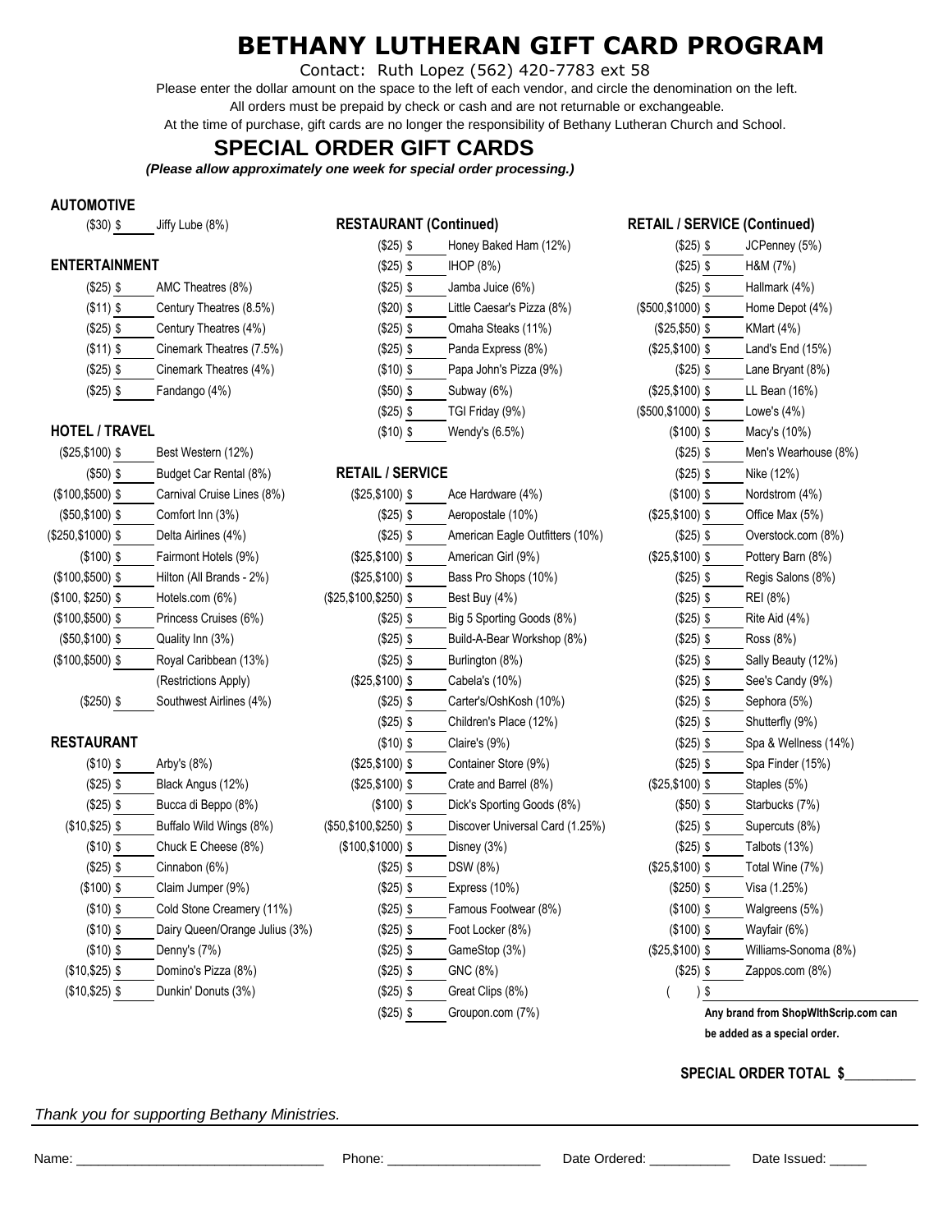# BETHANY LUTHERAN GIFT CARD PROGRAM

Contact: Ruth Lopez (562) 420-7783 ext 58

Please enter the dollar amount on the space to the left of each vendor, and circle the denomination on the left.

All orders must be prepaid by check or cash and are not returnable or exchangeable.

At the time of purchase, gift cards are no longer the responsibility of Bethany Lutheran Church and School.

## SPECIAL ORDER GIFT CARDS

***(Please allow approximately one week for special order processing.)***

### AUTOMOTIVE

| | |
|---|---|
| ($30) $ | Jiffy Lube (8%) |

### ENTERTAINMENT

| | |
|---|---|
| ($25) $ | AMC Theatres (8%) |
| ($11) $ | Century Theatres (8.5%) |
| ($25) $ | Century Theatres (4%) |
| ($11) $ | Cinemark Theatres (7.5%) |
| ($25) $ | Cinemark Theatres (4%) |
| ($25) $ | Fandango (4%) |

### HOTEL / TRAVEL

| | |
|---|---|
| ($25,$100) $ | Best Western (12%) |
| ($50) $ | Budget Car Rental (8%) |
| ($100,$500) $ | Carnival Cruise Lines (8%) |
| ($50,$100) $ | Comfort Inn (3%) |
| ($250,$1000) $ | Delta Airlines (4%) |
| ($100) $ | Fairmont Hotels (9%) |
| ($100,$500) $ | Hilton (All Brands - 2%) |
| ($100, $250) $ | Hotels.com (6%) |
| ($100,$500) $ | Princess Cruises (6%) |
| ($50,$100) $ | Quality Inn (3%) |
| ($100,$500) $ | Royal Caribbean (13%) (Restrictions Apply) |
| ($250) $ | Southwest Airlines (4%) |

### RESTAURANT

| | |
|---|---|
| ($10) $ | Arby's (8%) |
| ($25) $ | Black Angus (12%) |
| ($25) $ | Bucca di Beppo (8%) |
| ($10,$25) $ | Buffalo Wild Wings (8%) |
| ($10) $ | Chuck E Cheese (8%) |
| ($25) $ | Cinnabon (6%) |
| ($100) $ | Claim Jumper (9%) |
| ($10) $ | Cold Stone Creamery (11%) |
| ($10) $ | Dairy Queen/Orange Julius (3%) |
| ($10) $ | Denny's (7%) |
| ($10,$25) $ | Domino's Pizza (8%) |
| ($10,$25) $ | Dunkin' Donuts (3%) |

### RESTAURANT (Continued)

| | |
|---|---|
| ($25) $ | Honey Baked Ham (12%) |
| ($25) $ | IHOP (8%) |
| ($25) $ | Jamba Juice (6%) |
| ($20) $ | Little Caesar's Pizza (8%) |
| ($25) $ | Omaha Steaks (11%) |
| ($25) $ | Panda Express (8%) |
| ($10) $ | Papa John's Pizza (9%) |
| ($50) $ | Subway (6%) |
| ($25) $ | TGI Friday (9%) |
| ($10) $ | Wendy's (6.5%) |

### RETAIL / SERVICE

| | |
|---|---|
| ($25,$100) $ | Ace Hardware (4%) |
| ($25) $ | Aeropostale (10%) |
| ($25) $ | American Eagle Outfitters (10%) |
| ($25,$100) $ | American Girl (9%) |
| ($25,$100) $ | Bass Pro Shops (10%) |
| ($25,$100,$250) $ | Best Buy (4%) |
| ($25) $ | Big 5 Sporting Goods (8%) |
| ($25) $ | Build-A-Bear Workshop (8%) |
| ($25) $ | Burlington (8%) |
| ($25,$100) $ | Cabela's (10%) |
| ($25) $ | Carter's/OshKosh (10%) |
| ($25) $ | Children's Place (12%) |
| ($10) $ | Claire's (9%) |
| ($25,$100) $ | Container Store (9%) |
| ($25,$100) $ | Crate and Barrel (8%) |
| ($100) $ | Dick's Sporting Goods (8%) |
| ($50,$100,$250) $ | Discover Universal Card (1.25%) |
| ($100,$1000) $ | Disney (3%) |
| ($25) $ | DSW (8%) |
| ($25) $ | Express (10%) |
| ($25) $ | Famous Footwear (8%) |
| ($25) $ | Foot Locker (8%) |
| ($25) $ | GameStop (3%) |
| ($25) $ | GNC (8%) |
| ($25) $ | Great Clips (8%) |
| ($25) $ | Groupon.com (7%) |

### RETAIL / SERVICE (Continued)

| | |
|---|---|
| ($25) $ | JCPenney (5%) |
| ($25) $ | H&M (7%) |
| ($25) $ | Hallmark (4%) |
| ($500,$1000) $ | Home Depot (4%) |
| ($25,$50) $ | KMart (4%) |
| ($25,$100) $ | Land's End (15%) |
| ($25) $ | Lane Bryant (8%) |
| ($25,$100) $ | LL Bean (16%) |
| ($500,$1000) $ | Lowe's (4%) |
| ($100) $ | Macy's (10%) |
| ($25) $ | Men's Wearhouse (8%) |
| ($25) $ | Nike (12%) |
| ($100) $ | Nordstrom (4%) |
| ($25,$100) $ | Office Max (5%) |
| ($25) $ | Overstock.com (8%) |
| ($25,$100) $ | Pottery Barn (8%) |
| ($25) $ | Regis Salons (8%) |
| ($25) $ | REI (8%) |
| ($25) $ | Rite Aid (4%) |
| ($25) $ | Ross (8%) |
| ($25) $ | Sally Beauty (12%) |
| ($25) $ | See's Candy (9%) |
| ($25) $ | Sephora (5%) |
| ($25) $ | Shutterfly (9%) |
| ($25) $ | Spa & Wellness (14%) |
| ($25) $ | Spa Finder (15%) |
| ($25,$100) $ | Staples (5%) |
| ($50) $ | Starbucks (7%) |
| ($25) $ | Supercuts (8%) |
| ($25) $ | Talbots (13%) |
| ($25,$100) $ | Total Wine (7%) |
| ($250) $ | Visa (1.25%) |
| ($100) $ | Walgreens (5%) |
| ($100) $ | Wayfair (6%) |
| ($25,$100) $ | Williams-Sonoma (8%) |
| ($25) $ | Zappos.com (8%) |
| ( ) $ | |

**Any brand from ShopWIthScrip.com can be added as a special order.**

**SPECIAL ORDER TOTAL $__________**

*Thank you for supporting Bethany Ministries.*

Name: _________________________________ Phone: ____________________ Date Ordered: ___________ Date Issued: _____